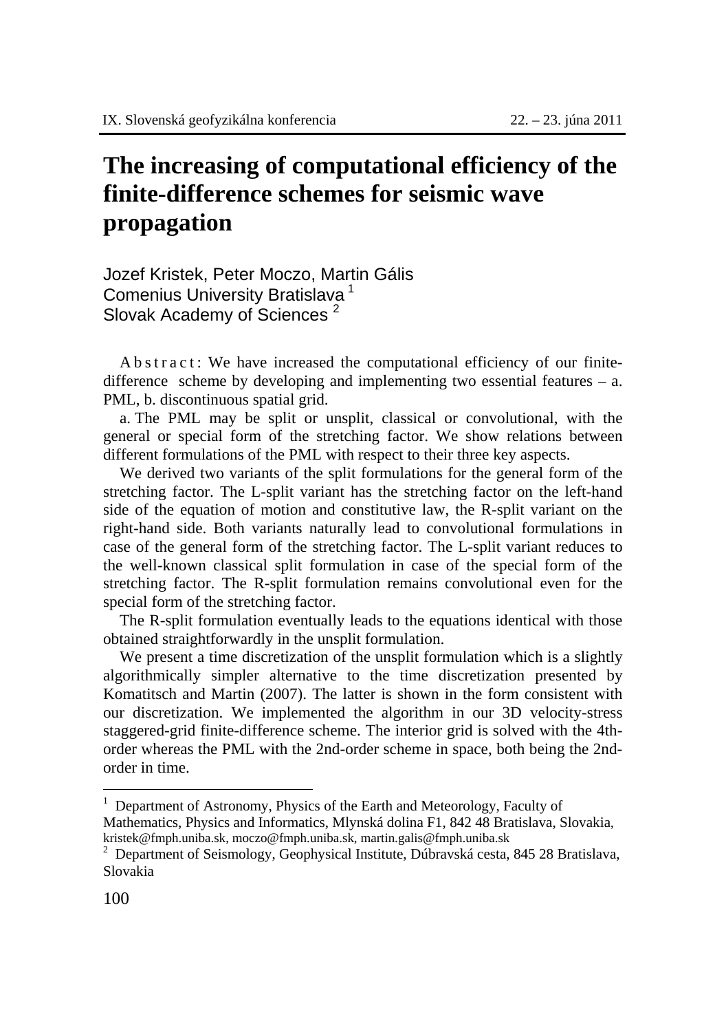# The increasing of computational efficiency of the finite-difference schemes for seismic wave propagation

Jozef Kristek, Peter Moczo, Martin Gális
Comenius University Bratislava [1]
Slovak Academy of Sciences [2]

A b s t r a c t : We have increased the computational efficiency of our finite-difference scheme by developing and implementing two essential features – a. PML, b. discontinuous spatial grid.

a. The PML may be split or unsplit, classical or convolutional, with the general or special form of the stretching factor. We show relations between different formulations of the PML with respect to their three key aspects.

We derived two variants of the split formulations for the general form of the stretching factor. The L-split variant has the stretching factor on the left-hand side of the equation of motion and constitutive law, the R-split variant on the right-hand side. Both variants naturally lead to convolutional formulations in case of the general form of the stretching factor. The L-split variant reduces to the well-known classical split formulation in case of the special form of the stretching factor. The R-split formulation remains convolutional even for the special form of the stretching factor.

The R-split formulation eventually leads to the equations identical with those obtained straightforwardly in the unsplit formulation.

We present a time discretization of the unsplit formulation which is a slightly algorithmically simpler alternative to the time discretization presented by Komatitsch and Martin (2007). The latter is shown in the form consistent with our discretization. We implemented the algorithm in our 3D velocity-stress staggered-grid finite-difference scheme. The interior grid is solved with the 4th-order whereas the PML with the 2nd-order scheme in space, both being the 2nd-order in time.

---

[1] Department of Astronomy, Physics of the Earth and Meteorology, Faculty of Mathematics, Physics and Informatics, Mlynská dolina F1, 842 48 Bratislava, Slovakia, kristek@fmph.uniba.sk, moczo@fmph.uniba.sk, martin.galis@fmph.uniba.sk

[2] Department of Seismology, Geophysical Institute, Dúbravská cesta, 845 28 Bratislava, Slovakia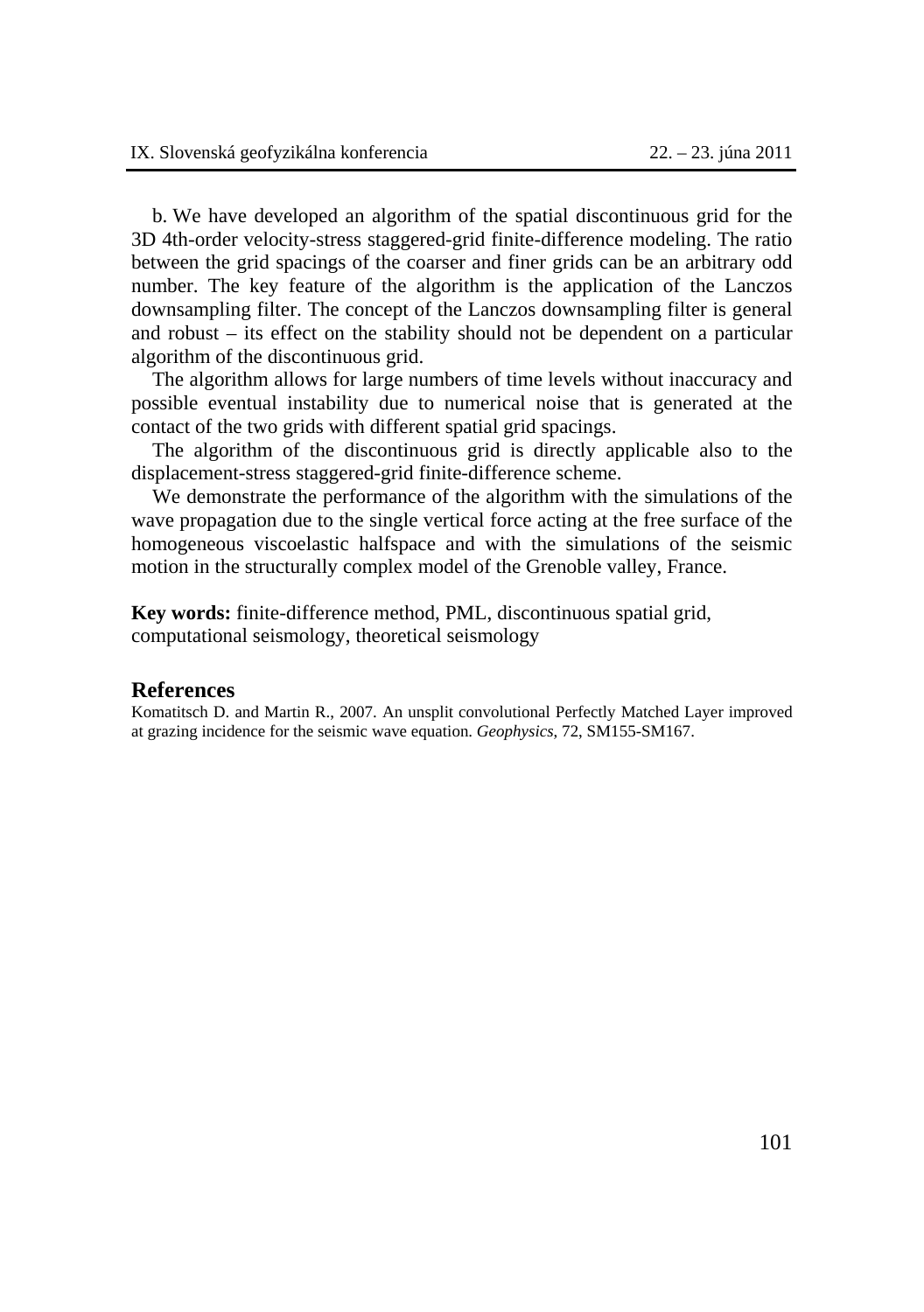b. We have developed an algorithm of the spatial discontinuous grid for the 3D 4th-order velocity-stress staggered-grid finite-difference modeling. The ratio between the grid spacings of the coarser and finer grids can be an arbitrary odd number. The key feature of the algorithm is the application of the Lanczos downsampling filter. The concept of the Lanczos downsampling filter is general and robust – its effect on the stability should not be dependent on a particular algorithm of the discontinuous grid.

The algorithm allows for large numbers of time levels without inaccuracy and possible eventual instability due to numerical noise that is generated at the contact of the two grids with different spatial grid spacings.

The algorithm of the discontinuous grid is directly applicable also to the displacement-stress staggered-grid finite-difference scheme.

We demonstrate the performance of the algorithm with the simulations of the wave propagation due to the single vertical force acting at the free surface of the homogeneous viscoelastic halfspace and with the simulations of the seismic motion in the structurally complex model of the Grenoble valley, France.

**Key words:** finite-difference method, PML, discontinuous spatial grid, computational seismology, theoretical seismology

## References

Komatitsch D. and Martin R., 2007. An unsplit convolutional Perfectly Matched Layer improved at grazing incidence for the seismic wave equation. *Geophysics*, 72, SM155-SM167.